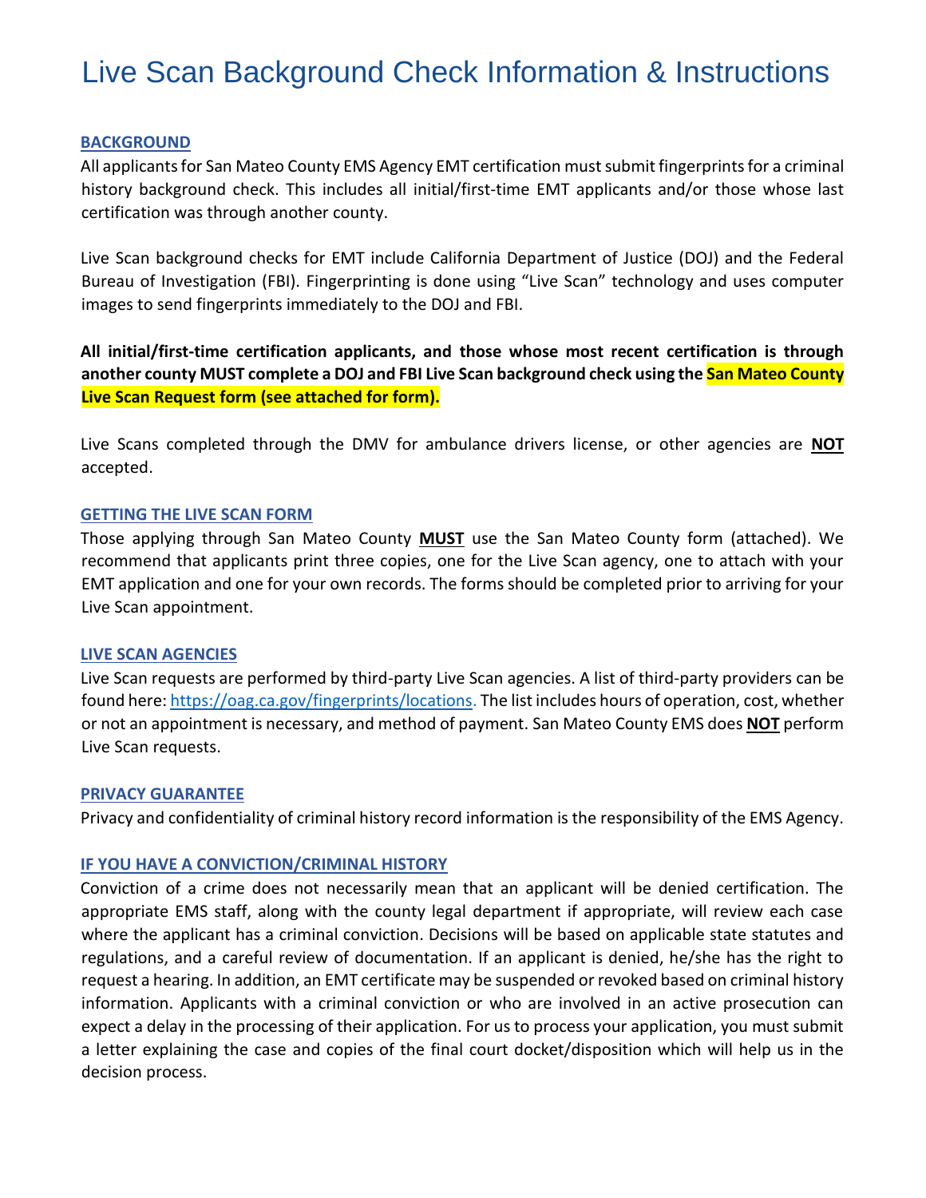# Live Scan Background Check Information & Instructions

## BACKGROUND

All applicants for San Mateo County EMS Agency EMT certification must submit fingerprints for a criminal history background check. This includes all initial/first-time EMT applicants and/or those whose last certification was through another county.

Live Scan background checks for EMT include California Department of Justice (DOJ) and the Federal Bureau of Investigation (FBI). Fingerprinting is done using "Live Scan" technology and uses computer images to send fingerprints immediately to the DOJ and FBI.

**All initial/first-time certification applicants, and those whose most recent certification is through another county MUST complete a DOJ and FBI Live Scan background check using the San Mateo County Live Scan Request form (see attached for form).**

Live Scans completed through the DMV for ambulance drivers license, or other agencies are **NOT** accepted.

## GETTING THE LIVE SCAN FORM

Those applying through San Mateo County **MUST** use the San Mateo County form (attached). We recommend that applicants print three copies, one for the Live Scan agency, one to attach with your EMT application and one for your own records. The forms should be completed prior to arriving for your Live Scan appointment.

## LIVE SCAN AGENCIES

Live Scan requests are performed by third-party Live Scan agencies. A list of third-party providers can be found here: https://oag.ca.gov/fingerprints/locations. The list includes hours of operation, cost, whether or not an appointment is necessary, and method of payment. San Mateo County EMS does **NOT** perform Live Scan requests.

## PRIVACY GUARANTEE

Privacy and confidentiality of criminal history record information is the responsibility of the EMS Agency.

## IF YOU HAVE A CONVICTION/CRIMINAL HISTORY

Conviction of a crime does not necessarily mean that an applicant will be denied certification. The appropriate EMS staff, along with the county legal department if appropriate, will review each case where the applicant has a criminal conviction. Decisions will be based on applicable state statutes and regulations, and a careful review of documentation. If an applicant is denied, he/she has the right to request a hearing. In addition, an EMT certificate may be suspended or revoked based on criminal history information. Applicants with a criminal conviction or who are involved in an active prosecution can expect a delay in the processing of their application. For us to process your application, you must submit a letter explaining the case and copies of the final court docket/disposition which will help us in the decision process.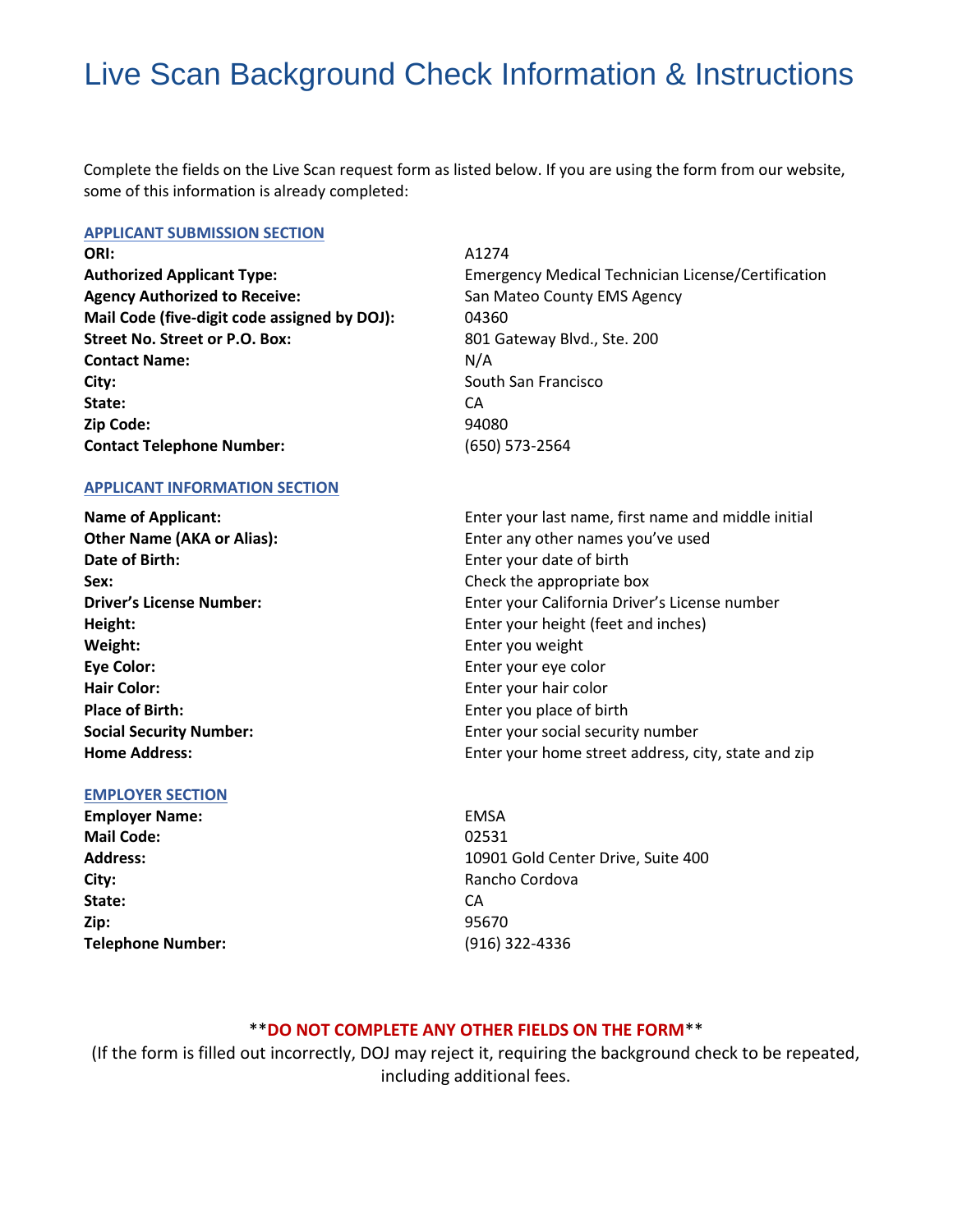# Live Scan Background Check Information & Instructions

Complete the fields on the Live Scan request form as listed below. If you are using the form from our website, some of this information is already completed:

### APPLICANT SUBMISSION SECTION

| | |
|---|---|
| **ORI:** | A1274 |
| **Authorized Applicant Type:** | Emergency Medical Technician License/Certification |
| **Agency Authorized to Receive:** | San Mateo County EMS Agency |
| **Mail Code (five-digit code assigned by DOJ):** | 04360 |
| **Street No. Street or P.O. Box:** | 801 Gateway Blvd., Ste. 200 |
| **Contact Name:** | N/A |
| **City:** | South San Francisco |
| **State:** | CA |
| **Zip Code:** | 94080 |
| **Contact Telephone Number:** | (650) 573-2564 |

### APPLICANT INFORMATION SECTION

| | |
|---|---|
| **Name of Applicant:** | Enter your last name, first name and middle initial |
| **Other Name (AKA or Alias):** | Enter any other names you've used |
| **Date of Birth:** | Enter your date of birth |
| **Sex:** | Check the appropriate box |
| **Driver's License Number:** | Enter your California Driver's License number |
| **Height:** | Enter your height (feet and inches) |
| **Weight:** | Enter you weight |
| **Eye Color:** | Enter your eye color |
| **Hair Color:** | Enter your hair color |
| **Place of Birth:** | Enter you place of birth |
| **Social Security Number:** | Enter your social security number |
| **Home Address:** | Enter your home street address, city, state and zip |

### EMPLOYER SECTION

| | |
|---|---|
| **Employer Name:** | EMSA |
| **Mail Code:** | 02531 |
| **Address:** | 10901 Gold Center Drive, Suite 400 |
| **City:** | Rancho Cordova |
| **State:** | CA |
| **Zip:** | 95670 |
| **Telephone Number:** | (916) 322-4336 |

**DO NOT COMPLETE ANY OTHER FIELDS ON THE FORM**

(If the form is filled out incorrectly, DOJ may reject it, requiring the background check to be repeated, including additional fees.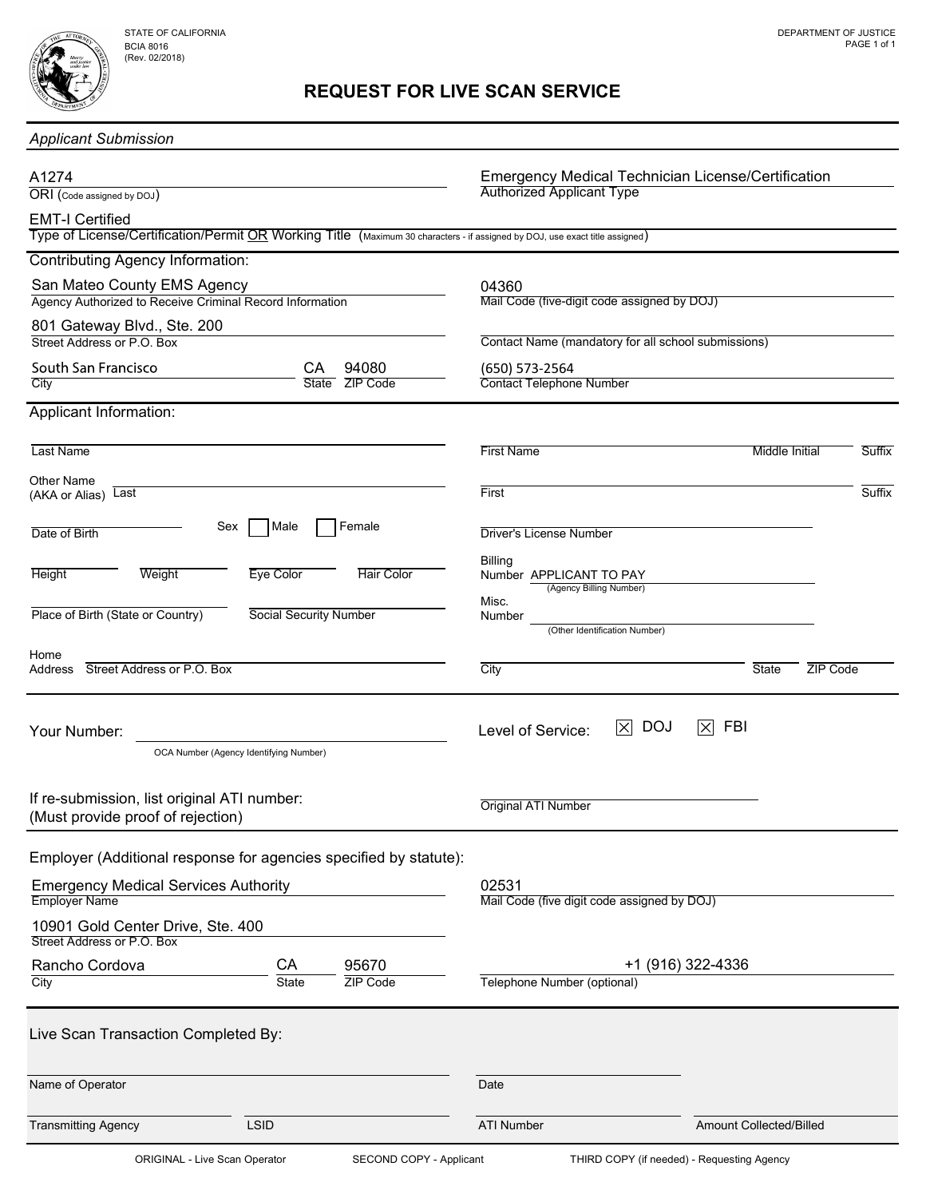STATE OF CALIFORNIA
BCIA 8016
(Rev. 02/2018)

DEPARTMENT OF JUSTICE

# REQUEST FOR LIVE SCAN SERVICE

*Applicant Submission*

| | |
|---|---|
| A1274 | Emergency Medical Technician License/Certification |
| ORI (Code assigned by DOJ) | Authorized Applicant Type |

EMT-I Certified
Type of License/Certification/Permit OR Working Title (Maximum 30 characters - if assigned by DOJ, use exact title assigned)

## Contributing Agency Information:

| | |
|---|---|
| San Mateo County EMS Agency | 04360 |
| Agency Authorized to Receive Criminal Record Information | Mail Code (five-digit code assigned by DOJ) |
| 801 Gateway Blvd., Ste. 200 | |
| Street Address or P.O. Box | Contact Name (mandatory for all school submissions) |
| South San Francisco, CA 94080 | (650) 573-2564 |
| City, State, ZIP Code | Contact Telephone Number |

## Applicant Information:

Last Name: ______ First Name: ______ Middle Initial: ______ Suffix: ______

Other Name (AKA or Alias) Last: ______ First: ______ Suffix: ______

Date of Birth: ______ Sex: ☐ Male ☐ Female Driver's License Number: ______

Height: ______ Weight: ______ Eye Color: ______ Hair Color: ______

Billing Number: APPLICANT TO PAY (Agency Billing Number)

Place of Birth (State or Country): ______ Social Security Number: ______

Misc. Number: ______ (Other Identification Number)

Home Address: Street Address or P.O. Box: ______ City: ______ State: ______ ZIP Code: ______

Your Number: ______ OCA Number (Agency Identifying Number)

Level of Service: ☒ DOJ ☒ FBI

If re-submission, list original ATI number:
(Must provide proof of rejection)

Original ATI Number: ______

## Employer (Additional response for agencies specified by statute):

| | |
|---|---|
| Emergency Medical Services Authority | 02531 |
| Employer Name | Mail Code (five digit code assigned by DOJ) |
| 10901 Gold Center Drive, Ste. 400 | |
| Street Address or P.O. Box | |
| Rancho Cordova, CA 95670 | +1 (916) 322-4336 |
| City, State, ZIP Code | Telephone Number (optional) |

## Live Scan Transaction Completed By:

Name of Operator: ______ Date: ______

Transmitting Agency: ______ LSID: ______ ATI Number: ______ Amount Collected/Billed: ______

ORIGINAL - Live Scan Operator SECOND COPY - Applicant THIRD COPY (if needed) - Requesting Agency